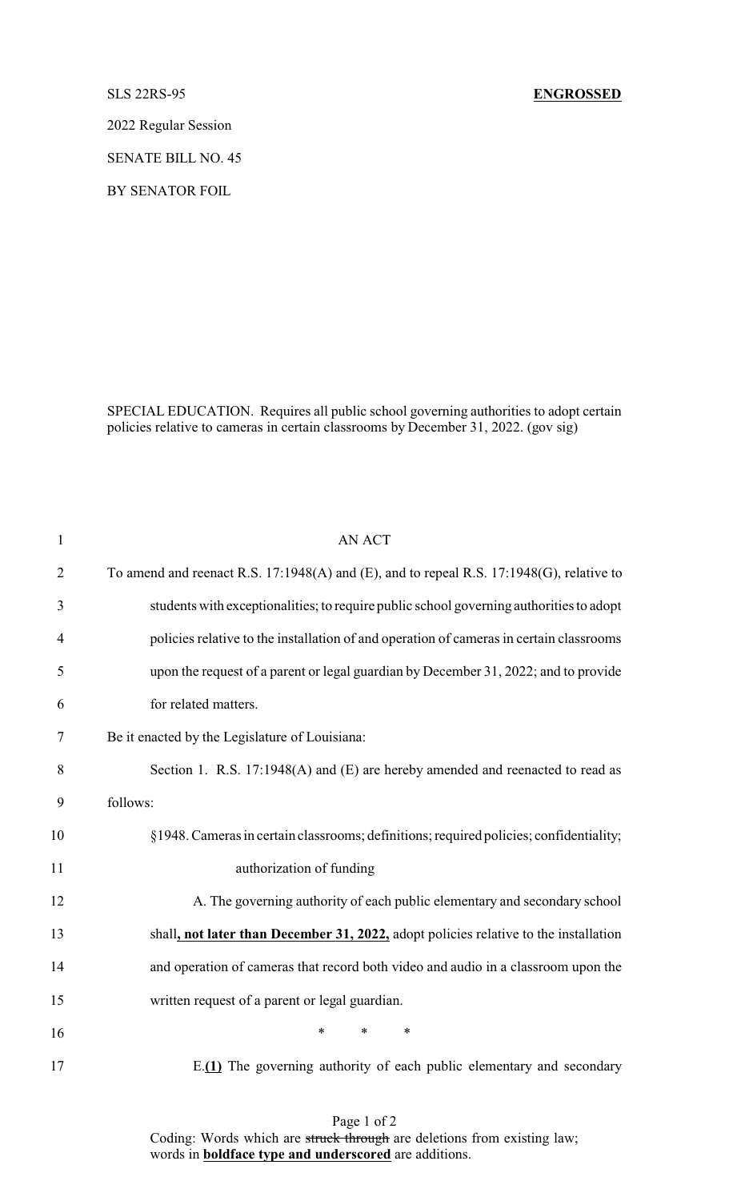SLS 22RS-95 **ENGROSSED**

2022 Regular Session

SENATE BILL NO. 45

BY SENATOR FOIL

SPECIAL EDUCATION. Requires all public school governing authorities to adopt certain policies relative to cameras in certain classrooms by December 31, 2022. (gov sig)

AN ACT

To amend and reenact R.S. 17:1948(A) and (E), and to repeal R.S. 17:1948(G), relative to students with exceptionalities; to require public school governing authorities to adopt policies relative to the installation of and operation of cameras in certain classrooms upon the request of a parent or legal guardian by December 31, 2022; and to provide for related matters.

Be it enacted by the Legislature of Louisiana:

Section 1. R.S. 17:1948(A) and (E) are hereby amended and reenacted to read as follows:

§1948. Cameras in certain classrooms; definitions; required policies; confidentiality; authorization of funding

A. The governing authority of each public elementary and secondary school shall**, not later than December 31, 2022,** adopt policies relative to the installation and operation of cameras that record both video and audio in a classroom upon the written request of a parent or legal guardian.

\* \* \*

E.**(1)** The governing authority of each public elementary and secondary

Coding: Words which are ~~struck through~~ are deletions from existing law; words in **boldface type and underscored** are additions.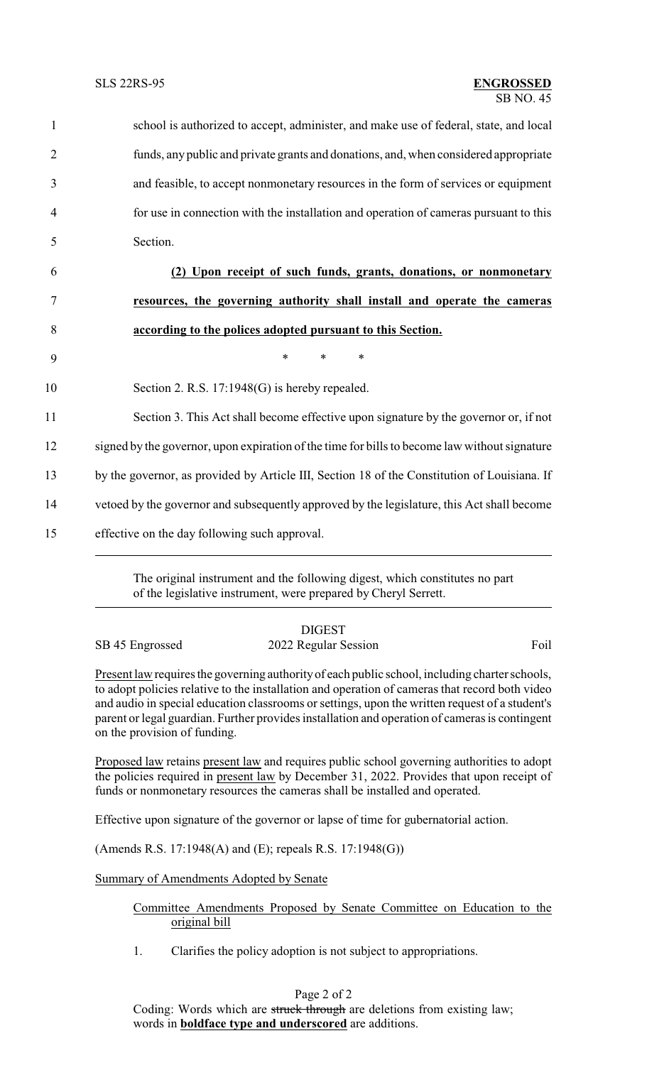school is authorized to accept, administer, and make use of federal, state, and local funds, any public and private grants and donations, and, when considered appropriate and feasible, to accept nonmonetary resources in the form of services or equipment for use in connection with the installation and operation of cameras pursuant to this Section.

**(2) Upon receipt of such funds, grants, donations, or nonmonetary resources, the governing authority shall install and operate the cameras according to the polices adopted pursuant to this Section.**

\* \* \*

Section 2. R.S. 17:1948(G) is hereby repealed.

Section 3. This Act shall become effective upon signature by the governor or, if not signed by the governor, upon expiration of the time for bills to become law without signature by the governor, as provided by Article III, Section 18 of the Constitution of Louisiana. If vetoed by the governor and subsequently approved by the legislature, this Act shall become effective on the day following such approval.

---

The original instrument and the following digest, which constitutes no part of the legislative instrument, were prepared by Cheryl Serrett.

---

DIGEST

SB 45 Engrossed 2022 Regular Session Foil

Present law requires the governing authority of each public school, including charter schools, to adopt policies relative to the installation and operation of cameras that record both video and audio in special education classrooms or settings, upon the written request of a student's parent or legal guardian. Further provides installation and operation of cameras is contingent on the provision of funding.

Proposed law retains present law and requires public school governing authorities to adopt the policies required in present law by December 31, 2022. Provides that upon receipt of funds or nonmonetary resources the cameras shall be installed and operated.

Effective upon signature of the governor or lapse of time for gubernatorial action.

(Amends R.S. 17:1948(A) and (E); repeals R.S. 17:1948(G))

Summary of Amendments Adopted by Senate

Committee Amendments Proposed by Senate Committee on Education to the original bill

1. Clarifies the policy adoption is not subject to appropriations.

Coding: Words which are ~~struck through~~ are deletions from existing law; words in **boldface type and underscored** are additions.